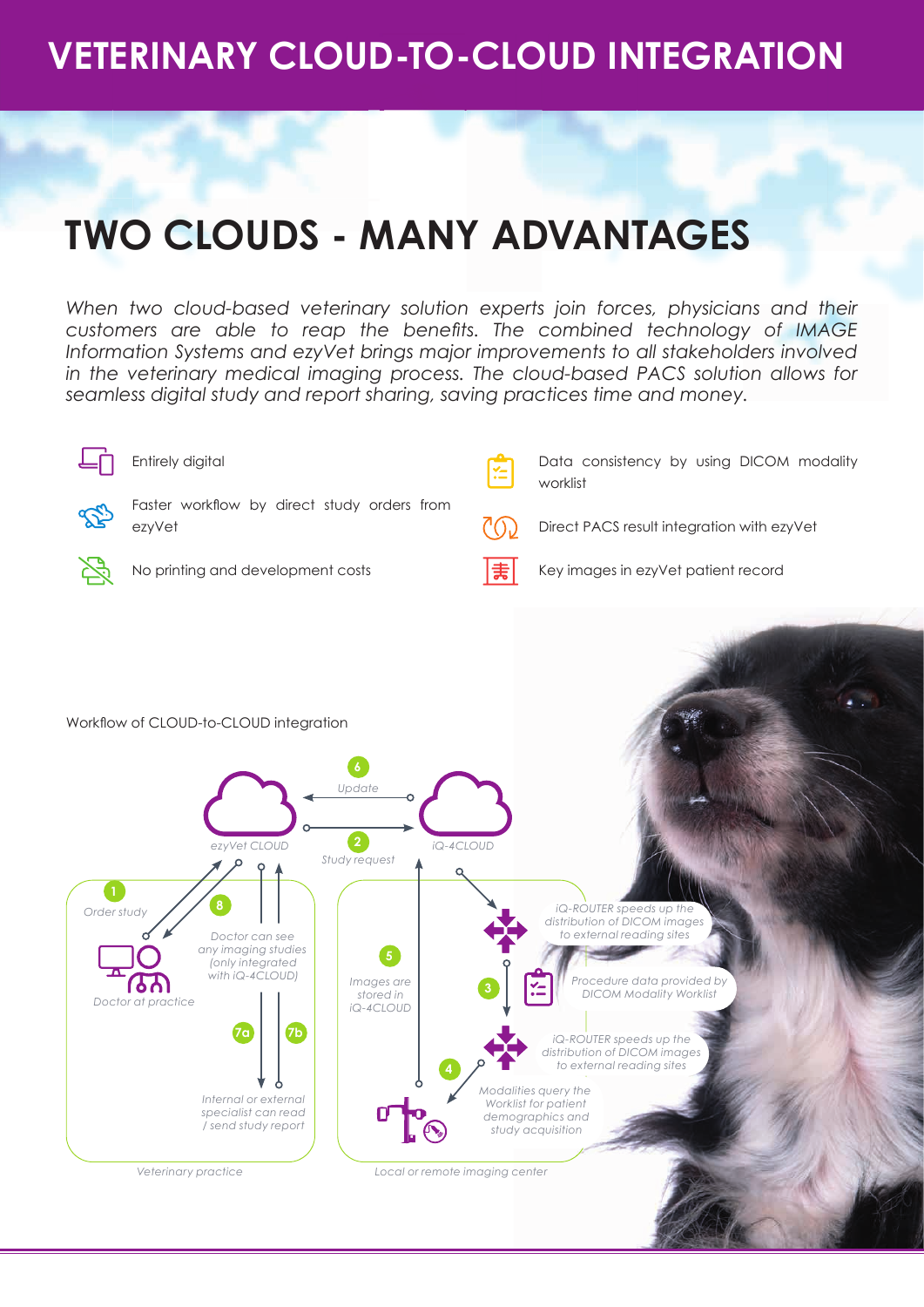# VETERINARY CLOUD-TO-CLOUD INTEGRATION

## TWO CLOUDS - MANY ADVANTAGES

*When two cloud-based veterinary solution experts join forces, physicians and their customers are able to reap the benefits. The combined technology of IMAGE Information Systems and ezyVet brings major improvements to all stakeholders involved in the veterinary medical imaging process. The cloud-based PACS solution allows for seamless digital study and report sharing, saving practices time and money.*

- Entirely digital
- Faster workflow by direct study orders from ezyVet
- No printing and development costs
- Data consistency by using DICOM modality worklist
- Direct PACS result integration with ezyVet
- Key images in ezyVet patient record

Workflow of CLOUD-to-CLOUD integration

- ezyVet CLOUD
- iQ-4CLOUD
- 1 Order study
- 2 Study request
- 3 Procedure data provided by DICOM Modality Worklist
- 4 Modalities query the Worklist for patient demographics and study acquisition
- 5 Images are stored in iQ-4CLOUD
- 6 Update
- 7a / 7b Internal or external specialist can read / send study report
- 8 Doctor can see any imaging studies (only integrated with iQ-4CLOUD)
- iQ-ROUTER speeds up the distribution of DICOM images to external reading sites
- Doctor at practice
- Veterinary practice
- Local or remote imaging center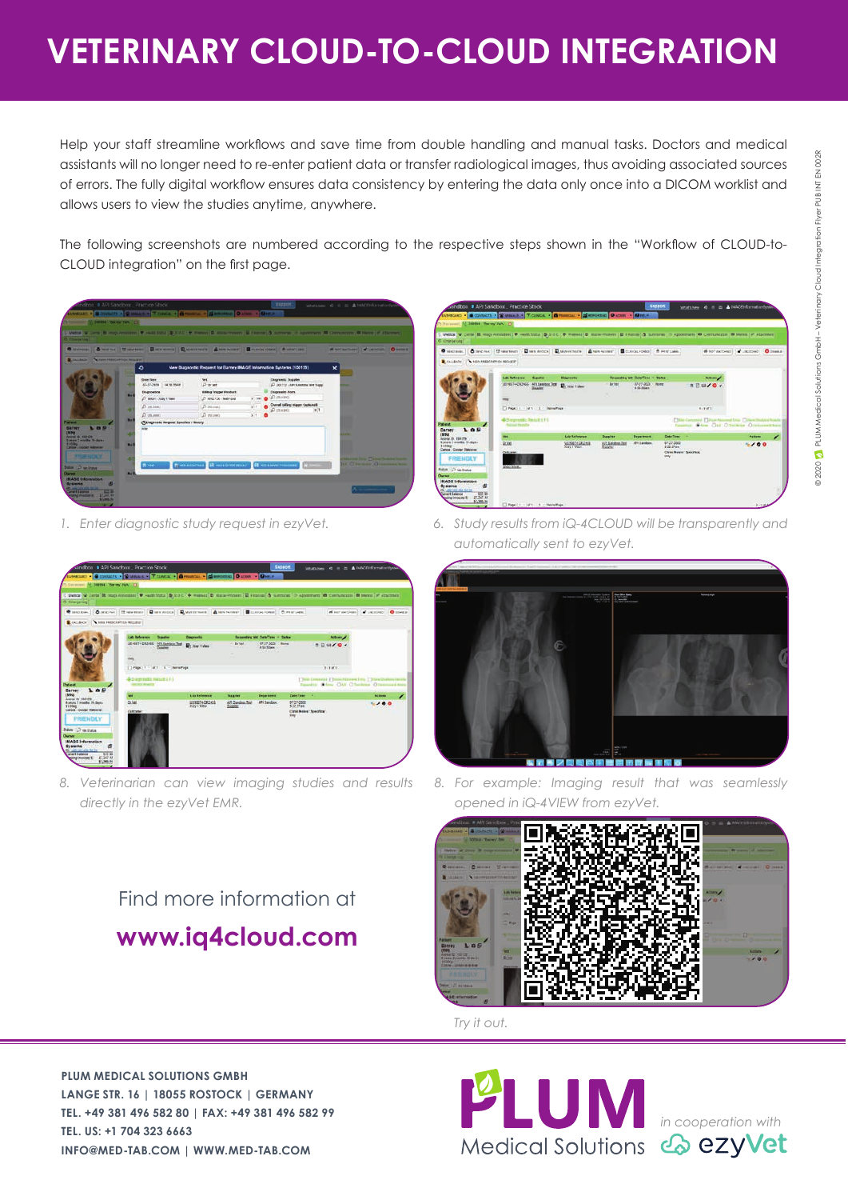# VETERINARY CLOUD-TO-CLOUD INTEGRATION

Help your staff streamline workflows and save time from double handling and manual tasks. Doctors and medical assistants will no longer need to re-enter patient data or transfer radiological images, thus avoiding associated sources of errors. The fully digital workflow ensures data consistency by entering the data only once into a DICOM worklist and allows users to view the studies anytime, anywhere.

The following screenshots are numbered according to the respective steps shown in the "Workflow of CLOUD-to-CLOUD integration" on the first page.

1. *Enter diagnostic study request in ezyVet.*

6. *Study results from iQ-4CLOUD will be transparently and automatically sent to ezyVet.*

8. *Veterinarian can view imaging studies and results directly in the ezyVet EMR.*

8. *For example: Imaging result that was seamlessly opened in iQ-4VIEW from ezyVet.*

*Try it out.*

Find more information at

**www.iq4cloud.com**

© 2020 PLUM Medical Solutions GmbH – Veterinary Cloud Integration Flyer PUB INT EN 002R

**PLUM MEDICAL SOLUTIONS GMBH**
**LANGE STR. 16 | 18055 ROSTOCK | GERMANY**
**TEL. +49 381 496 582 80 | FAX: +49 381 496 582 99**
**TEL. US: +1 704 323 6663**
**INFO@MED-TAB.COM | WWW.MED-TAB.COM**

PLUM Medical Solutions

*in cooperation with* ezyVet